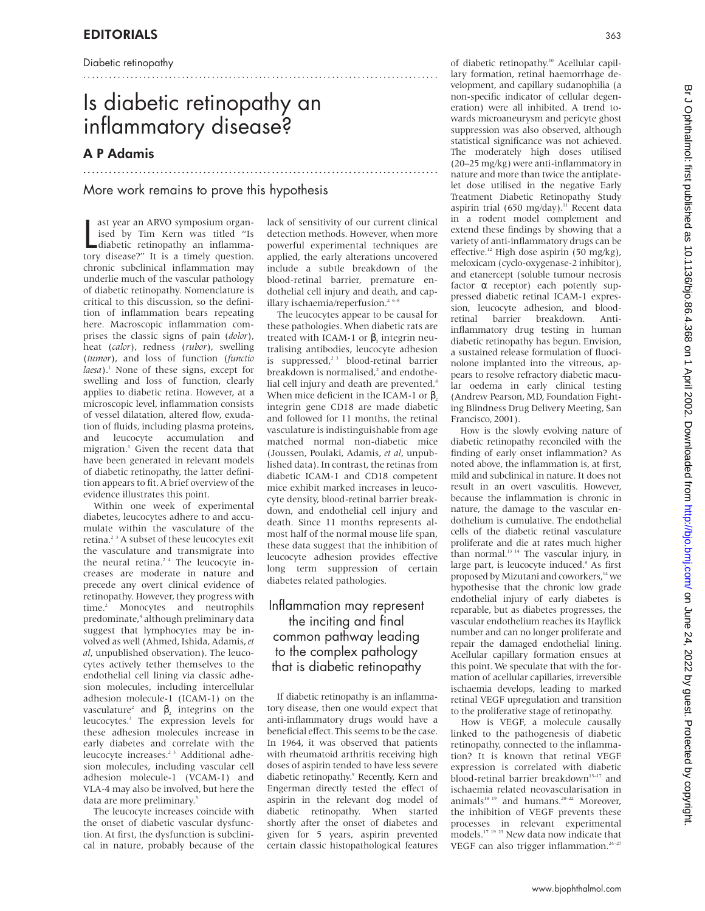Diabetic retinopathy

# Is diabetic retinopathy an inflammatory disease?

## A P Adamis

More work remains to prove this hypothesis

Last year an ARVO symposium organised by Tim Kern was titled "Is diabetic retinopathy an inflammatory disease?" It is a timely question. chronic subclinical inflammation may underlie much of the vascular pathology of diabetic retinopathy. Nomenclature is critical to this discussion, so the definition of inflammation bears repeating here. Macroscopic inflammation comprises the classic signs of pain (*dolor*), heat (*calor*), redness (*rubor*), swelling (*tumor*), and loss of function (*functio laesa*).[1] None of these signs, except for swelling and loss of function, clearly applies to diabetic retina. However, at a microscopic level, inflammation consists of vessel dilatation, altered flow, exudation of fluids, including plasma proteins, and leucocyte accumulation and migration.[1] Given the recent data that have been generated in relevant models of diabetic retinopathy, the latter definition appears to fit. A brief overview of the evidence illustrates this point.

Within one week of experimental diabetes, leucocytes adhere to and accumulate within the vasculature of the retina.[2 3] A subset of these leucocytes exit the vasculature and transmigrate into the neural retina.[2 4] The leucocyte increases are moderate in nature and precede any overt clinical evidence of retinopathy. However, they progress with time.[2] Monocytes and neutrophils predominate,[4] although preliminary data suggest that lymphocytes may be involved as well (Ahmed, Ishida, Adamis, *et al*, unpublished observation). The leucocytes actively tether themselves to the endothelial cell lining via classic adhesion molecules, including intercellular adhesion molecule-1 (ICAM-1) on the vasculature[2] and $\beta_2$ integrins on the leucocytes.[3] The expression levels for these adhesion molecules increase in early diabetes and correlate with the leucocyte increases.[2 3] Additional adhesion molecules, including vascular cell adhesion molecule-1 (VCAM-1) and VLA-4 may also be involved, but here the data are more preliminary.[5]

The leucocyte increases coincide with the onset of diabetic vascular dysfunction. At first, the dysfunction is subclinical in nature, probably because of the lack of sensitivity of our current clinical detection methods. However, when more powerful experimental techniques are applied, the early alterations uncovered include a subtle breakdown of the blood-retinal barrier, premature endothelial cell injury and death, and capillary ischaemia/reperfusion.[2 6–8]

The leucocytes appear to be causal for these pathologies. When diabetic rats are treated with ICAM-1 or $\beta_2$ integrin neutralising antibodies, leucocyte adhesion is suppressed,[2 3] blood-retinal barrier breakdown is normalised,[2] and endothelial cell injury and death are prevented.[8] When mice deficient in the ICAM-1 or $\beta_2$ integrin gene CD18 are made diabetic and followed for 11 months, the retinal vasculature is indistinguishable from age matched normal non-diabetic mice (Joussen, Poulaki, Adamis, *et al*, unpublished data). In contrast, the retinas from diabetic ICAM-1 and CD18 competent mice exhibit marked increases in leucocyte density, blood-retinal barrier breakdown, and endothelial cell injury and death. Since 11 months represents almost half of the normal mouse life span, these data suggest that the inhibition of leucocyte adhesion provides effective long term suppression of certain diabetes related pathologies.

> Inflammation may represent the inciting and final common pathway leading to the complex pathology that is diabetic retinopathy

If diabetic retinopathy is an inflammatory disease, then one would expect that anti-inflammatory drugs would have a beneficial effect. This seems to be the case. In 1964, it was observed that patients with rheumatoid arthritis receiving high doses of aspirin tended to have less severe diabetic retinopathy.[9] Recently, Kern and Engerman directly tested the effect of aspirin in the relevant dog model of diabetic retinopathy. When started shortly after the onset of diabetes and given for 5 years, aspirin prevented certain classic histopathological features of diabetic retinopathy.[10] Acellular capillary formation, retinal haemorrhage development, and capillary sudanophilia (a non-specific indicator of cellular degeneration) were all inhibited. A trend towards microaneurysm and pericyte ghost suppression was also observed, although statistical significance was not achieved. The moderately high doses utilised (20–25 mg/kg) were anti-inflammatory in nature and more than twice the antiplatelet dose utilised in the negative Early Treatment Diabetic Retinopathy Study aspirin trial (650 mg/day).[11] Recent data in a rodent model complement and extend these findings by showing that a variety of anti-inflammatory drugs can be effective.[12] High dose aspirin (50 mg/kg), meloxicam (cyclo-oxygenase-2 inhibitor), and etanercept (soluble tumour necrosis factor α receptor) each potently suppressed diabetic retinal ICAM-1 expression, leucocyte adhesion, and blood-retinal barrier breakdown. Anti-inflammatory drug testing in human diabetic retinopathy has begun. Envision, a sustained release formulation of fluocinolone implanted into the vitreous, appears to resolve refractory diabetic macular oedema in early clinical testing (Andrew Pearson, MD, Foundation Fighting Blindness Drug Delivery Meeting, San Francisco, 2001).

How is the slowly evolving nature of diabetic retinopathy reconciled with the finding of early onset inflammation? As noted above, the inflammation is, at first, mild and subclinical in nature. It does not result in an overt vasculitis. However, because the inflammation is chronic in nature, the damage to the vascular endothelium is cumulative. The endothelial cells of the diabetic retinal vasculature proliferate and die at rates much higher than normal.[13 14] The vascular injury, in large part, is leucocyte induced.[8] As first proposed by Mizutani and coworkers,[14] we hypothesise that the chronic low grade endothelial injury of early diabetes is reparable, but as diabetes progresses, the vascular endothelium reaches its Hayflick number and can no longer proliferate and repair the damaged endothelial lining. Acellular capillary formation ensues at this point. We speculate that with the formation of acellular capillaries, irreversible ischaemia develops, leading to marked retinal VEGF upregulation and transition to the proliferative stage of retinopathy.

How is VEGF, a molecule causally linked to the pathogenesis of diabetic retinopathy, connected to the inflammation? It is known that retinal VEGF expression is correlated with diabetic blood-retinal barrier breakdown[15–17] and ischaemia related neovascularisation in animals[18 19] and humans.[20–22] Moreover, the inhibition of VEGF prevents these processes in relevant experimental models.[17 19 23] New data now indicate that VEGF can also trigger inflammation.[24–27]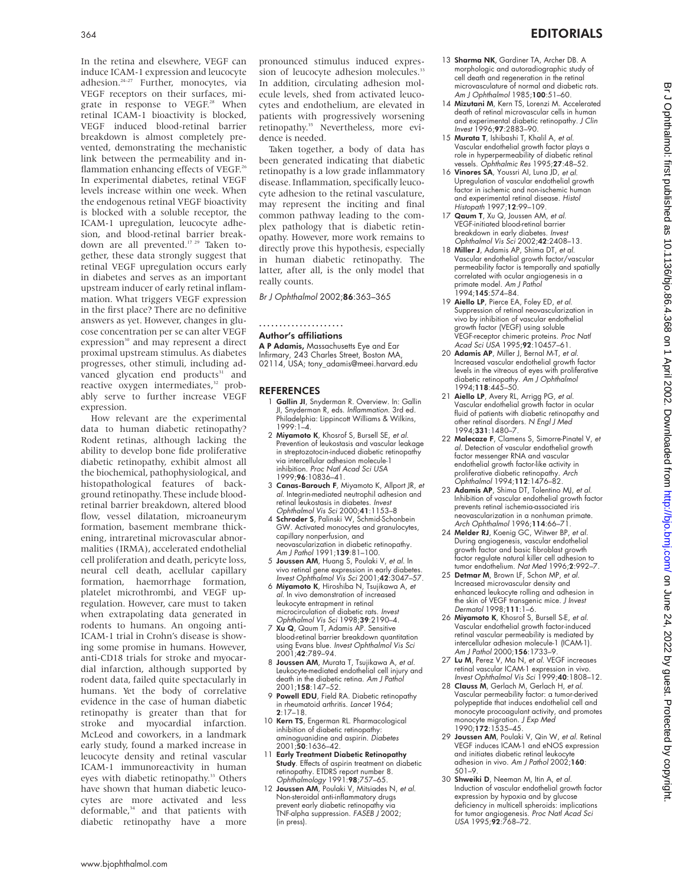In the retina and elsewhere, VEGF can induce ICAM-1 expression and leucocyte adhesion.[24–27] Further, monocytes, via VEGF receptors on their surfaces, migrate in response to VEGF.[28] When retinal ICAM-1 bioactivity is blocked, VEGF induced blood-retinal barrier breakdown is almost completely prevented, demonstrating the mechanistic link between the permeability and inflammation enhancing effects of VEGF.[26] In experimental diabetes, retinal VEGF levels increase within one week. When the endogenous retinal VEGF bioactivity is blocked with a soluble receptor, the ICAM-1 upregulation, leucocyte adhesion, and blood-retinal barrier breakdown are all prevented.[17 29] Taken together, these data strongly suggest that retinal VEGF upregulation occurs early in diabetes and serves as an important upstream inducer of early retinal inflammation. What triggers VEGF expression in the first place? There are no definitive answers as yet. However, changes in glucose concentration per se can alter VEGF expression[30] and may represent a direct proximal upstream stimulus. As diabetes progresses, other stimuli, including advanced glycation end products[31] and reactive oxygen intermediates,[32] probably serve to further increase VEGF expression.

How relevant are the experimental data to human diabetic retinopathy? Rodent retinas, although lacking the ability to develop bone fide proliferative diabetic retinopathy, exhibit almost all the biochemical, pathophysiological, and histopathological features of background retinopathy. These include blood-retinal barrier breakdown, altered blood flow, vessel dilatation, microaneurym formation, basement membrane thickening, intraretinal microvascular abnormalities (IRMA), accelerated endothelial cell proliferation and death, pericyte loss, neural cell death, acellular capillary formation, haemorrhage formation, platelet microthrombi, and VEGF upregulation. However, care must to taken when extrapolating data generated in rodents to humans. An ongoing anti-ICAM-1 trial in Crohn's disease is showing some promise in humans. However, anti-CD18 trials for stroke and myocardial infarction, although supported by rodent data, failed quite spectacularly in humans. Yet the body of correlative evidence in the case of human diabetic retinopathy is greater than that for stroke and myocardial infarction. McLeod and coworkers, in a landmark early study, found a marked increase in leucocyte density and retinal vascular ICAM-1 immunoreactivity in human eyes with diabetic retinopathy.[33] Others have shown that human diabetic leucocytes are more activated and less deformable,[34] and that patients with diabetic retinopathy have a more pronounced stimulus induced expression of leucocyte adhesion molecules.[33] In addition, circulating adhesion molecule levels, shed from activated leucocytes and endothelium, are elevated in patients with progressively worsening retinopathy.[35] Nevertheless, more evidence is needed.

Taken together, a body of data has been generated indicating that diabetic retinopathy is a low grade inflammatory disease. Inflammation, specifically leucocyte adhesion to the retinal vasculature, may represent the inciting and final common pathway leading to the complex pathology that is diabetic retinopathy. However, more work remains to directly prove this hypothesis, especially in human diabetic retinopathy. The latter, after all, is the only model that really counts.

*Br J Ophthalmol* 2002;**86**:363–365

### Author's affiliations

**A P Adamis,** Massachusetts Eye and Ear Infirmary, 243 Charles Street, Boston MA, 02114, USA; tony_adamis@meei.harvard.edu

## REFERENCES

1. **Gallin JI**, Snyderman R. Overview. In: Gallin JI, Snyderman R, eds. *Inflammation*. 3rd ed. Philadelphia: Lippincott Williams & Wilkins, 1999:1–4.
2. **Miyamoto K**, Khosrof S, Bursell SE, *et al*. Prevention of leukostasis and vascular leakage in streptozotocin-induced diabetic retinopathy via intercellular adhesion molecule-1 inhibition. *Proc Natl Acad Sci USA* 1999;**96**:10836–41.
3. **Canas-Barouch F**, Miyamoto K, Allport JR, *et al*. Integrin-mediated neutrophil adhesion and retinal leukostasis in diabetes. *Invest Ophthalmol Vis Sci* 2000;**41**:1153–8
4. **Schroder S**, Palinski W, Schmid-Schonbein GW. Activated monocytes and granulocytes, capillary nonperfusion, and neovascularization in diabetic retinopathy. *Am J Pathol* 1991;**139**:81–100.
5. **Joussen AM**, Huang S, Poulaki V, *et al*. In vivo retinal gene expression in early diabetes. *Invest Ophthalmol Vis Sci* 2001;**42**:3047–57.
6. **Miyamoto K**, Hiroshiba N, Tsujikawa A, *et al*. In vivo demonstration of increased leukocyte entrapment in retinal microcirculation of diabetic rats. *Invest Ophthalmol Vis Sci* 1998;**39**:2190–4.
7. **Xu Q**, Qaum T, Adamis AP. Sensitive blood-retinal barrier breakdown quantitation using Evans blue. *Invest Ophthalmol Vis Sci* 2001;**42**:789–94.
8. **Joussen AM**, Murata T, Tsujikawa A, *et al*. Leukocyte-mediated endothelial cell injury and death in the diabetic retina. *Am J Pathol* 2001;**158**:147–52.
9. **Powell EDU**, Field RA. Diabetic retinopathy in rheumatoid arthritis. *Lancet* 1964; **2**:17–18.
10. **Kern TS**, Engerman RL. Pharmacological inhibition of diabetic retinopathy: aminoguanidine and aspirin. *Diabetes* 2001;**50**:1636–42.
11. **Early Treatment Diabetic Retinopathy Study**. Effects of aspirin treatment on diabetic retinopathy. ETDRS report number 8. *Ophthalmology* 1991:**98**;757–65.
12. **Joussen AM**, Poulaki V, Mitsiades N, *et al*. Non-steroidal anti-inflammatory drugs prevent early diabetic retinopathy via TNF-alpha suppression. *FASEB J* 2002; (in press).
13. **Sharma NK**, Gardiner TA, Archer DB. A morphologic and autoradiographic study of cell death and regeneration in the retinal microvasculature of normal and diabetic rats. *Am J Ophthalmol* 1985;**100**:51–60.
14. **Mizutani M**, Kern TS, Lorenzi M. Accelerated death of retinal microvascular cells in human and experimental diabetic retinopathy. *J Clin Invest* 1996;**97**:2883–90.
15. **Murata T**, Ishibashi T, Khalil A, *et al*. Vascular endothelial growth factor plays a role in hyperpermeability of diabetic retinal vessels. *Ophthalmic Res* 1995;**27**:48–52.
16. **Vinores SA**, Youssri AI, Luna JD, *et al*. Upregulation of vascular endothelial growth factor in ischemic and non-ischemic human and experimental retinal disease. *Histol Histopath* 1997;**12**:99–109.
17. **Qaum T**, Xu Q, Joussen AM, *et al*. VEGF-initiated blood-retinal barrier breakdown in early diabetes. *Invest Ophthalmol Vis Sci* 2002;**42**:2408–13.
18. **Miller J**, Adamis AP, Shima DT, *et al*. Vascular endothelial growth factor/vascular permeability factor is temporally and spatially correlated with ocular angiogenesis in a primate model. *Am J Pathol* 1994;**145**:574–84.
19. **Aiello LP**, Pierce EA, Foley ED, *et al*. Suppression of retinal neovascularization in vivo by inhibition of vascular endothelial growth factor (VEGF) using soluble VEGF-receptor chimeric proteins. *Proc Natl Acad Sci USA* 1995;**92**:10457–61.
20. **Adamis AP**, Miller J, Bernal M-T, *et al*. Increased vascular endothelial growth factor levels in the vitreous of eyes with proliferative diabetic retinopathy. *Am J Ophthalmol* 1994;**118**:445–50.
21. **Aiello LP**, Avery RL, Arrigg PG, *et al*. Vascular endothelial growth factor in ocular fluid of patients with diabetic retinopathy and other retinal disorders. *N Engl J Med* 1994;**331**:1480–7.
22. **Malecaze F**, Clamens S, Simorre-Pinatel V, *et al*. Detection of vascular endothelial growth factor messenger RNA and vascular endothelial growth factor-like activity in proliferative diabetic retinopathy. *Arch Ophthalmol* 1994;**112**:1476–82.
23. **Adamis AP**, Shima DT, Tolentino MJ, *et al*. Inhibition of vascular endothelial growth factor prevents retinal ischemia-associated iris neovascularization in a nonhuman primate. *Arch Ophthalmol* 1996;**114**:66–71.
24. **Melder RJ**, Koenig GC, Witwer BP, *et al*. During angiogenesis, vascular endothelial growth factor and basic fibroblast growth factor regulate natural killer cell adhesion to tumor endothelium. *Nat Med* 1996;**2**:992–7.
25. **Detmar M**, Brown LF, Schon MP, *et al*. Increased microvascular density and enhanced leukocyte rolling and adhesion in the skin of VEGF transgenic mice. *J Invest Dermatol* 1998;**111**:1–6.
26. **Miyamoto K**, Khosrof S, Bursell S-E, *et al*. Vascular endothelial growth factor-induced retinal vascular permeability is mediated by intercellular adhesion molecule-1 (ICAM-1). *Am J Pathol* 2000;**156**:1733–9.
27. **Lu M**, Perez V, Ma N, *et al*. VEGF increases retinal vascular ICAM-1 expression in vivo. *Invest Ophthalmol Vis Sci* 1999;**40**:1808–12.
28. **Clauss M**, Gerlach M, Gerlach H, *et al*. Vascular permeability factor: a tumor-derived polypeptide that induces endothelial cell and monocyte procoagulant activity, and promotes monocyte migration. *J Exp Med* 1990;**172**:1535–45.
29. **Joussen AM**, Poulaki V, Qin W, *et al*. Retinal VEGF induces ICAM-1 and eNOS expression and initiates diabetic retinal leukocyte adhesion in vivo. *Am J Pathol* 2002;**160**: 501–9.
30. **Shweiki D**, Neeman M, Itin A, *et al*. Induction of vascular endothelial growth factor expression by hypoxia and by glucose deficiency in multicell spheroids: implications for tumor angiogenesis. *Proc Natl Acad Sci USA* 1995;**92**:768–72.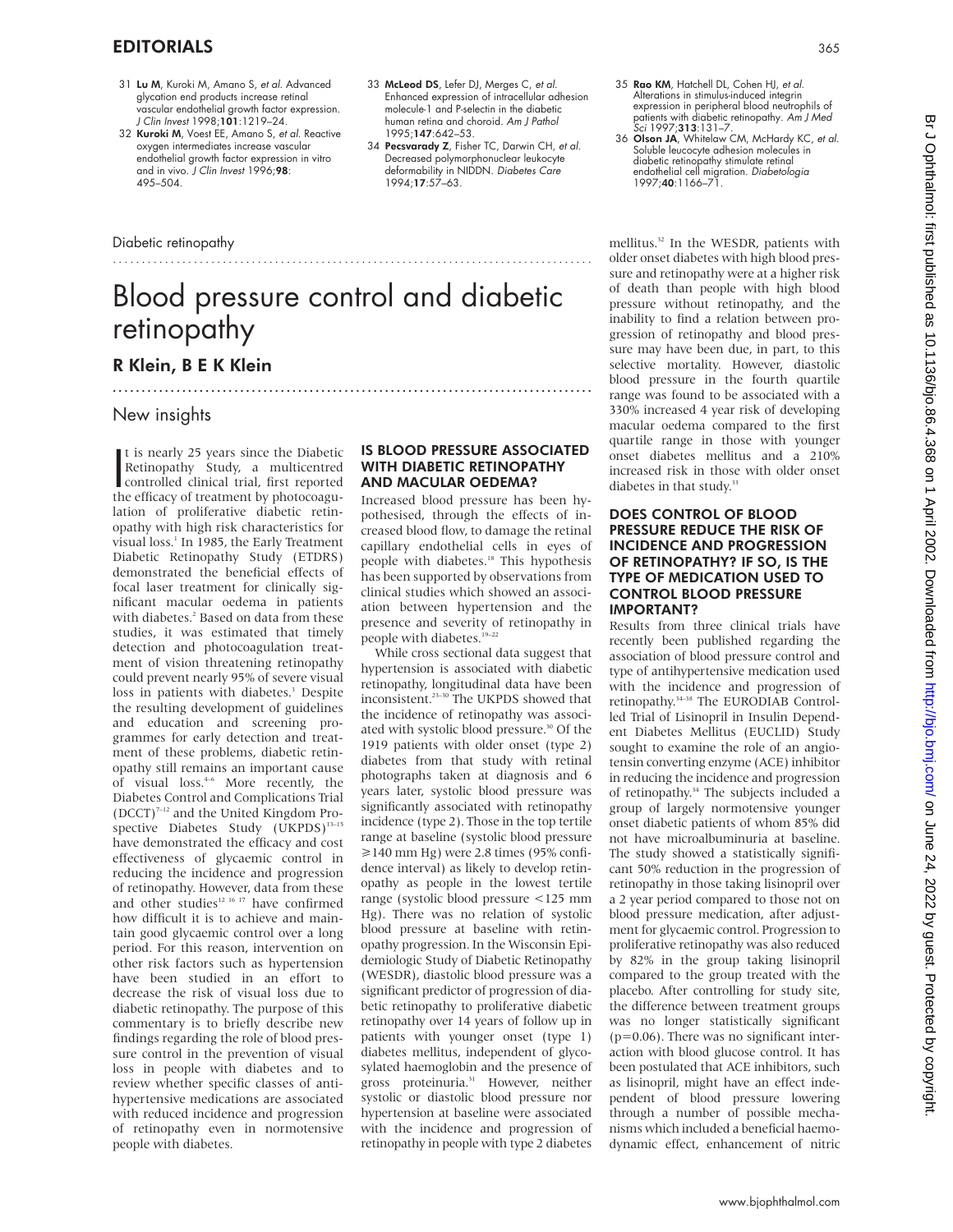31 **Lu M**, Kuroki M, Amano S, *et al*. Advanced glycation end products increase retinal vascular endothelial growth factor expression. *J Clin Invest* 1998;**101**:1219–24.

32 **Kuroki M**, Voest EE, Amano S, *et al*. Reactive oxygen intermediates increase vascular endothelial growth factor expression in vitro and in vivo. *J Clin Invest* 1996;**98**: 495–504.

33 **McLeod DS**, Lefer DJ, Merges C, *et al*. Enhanced expression of intracellular adhesion molecule-1 and P-selectin in the diabetic human retina and choroid. *Am J Pathol* 1995;**147**:642–53.

34 **Pecsvarady Z**, Fisher TC, Darwin CH, *et al*. Decreased polymorphonuclear leukocyte deformability in NIDDN. *Diabetes Care* 1994;**17**:57–63.

35 **Rao KM**, Hatchell DL, Cohen HJ, *et al*. Alterations in stimulus-induced integrin expression in peripheral blood neutrophils of patients with diabetic retinopathy. *Am J Med Sci* 1997;**313**:131–7.

36 **Olson JA**, Whitelaw CM, McHardy KC, *et al*. Soluble leucocyte adhesion molecules in diabetic retinopathy stimulate retinal endothelial cell migration. *Diabetologia* 1997;**40**:1166–71.

Diabetic retinopathy

# Blood pressure control and diabetic retinopathy

## R Klein, B E K Klein

New insights

It is nearly 25 years since the Diabetic Retinopathy Study, a multicentred controlled clinical trial, first reported the efficacy of treatment by photocoagulation of proliferative diabetic retinopathy with high risk characteristics for visual loss.[1] In 1985, the Early Treatment Diabetic Retinopathy Study (ETDRS) demonstrated the beneficial effects of focal laser treatment for clinically significant macular oedema in patients with diabetes.[2] Based on data from these studies, it was estimated that timely detection and photocoagulation treatment of vision threatening retinopathy could prevent nearly 95% of severe visual loss in patients with diabetes.[3] Despite the resulting development of guidelines and education and screening programmes for early detection and treatment of these problems, diabetic retinopathy still remains an important cause of visual loss.[4–6] More recently, the Diabetes Control and Complications Trial (DCCT)[7–12] and the United Kingdom Prospective Diabetes Study (UKPDS)[13–15] have demonstrated the efficacy and cost effectiveness of glycaemic control in reducing the incidence and progression of retinopathy. However, data from these and other studies[12 16 17] have confirmed how difficult it is to achieve and maintain good glycaemic control over a long period. For this reason, intervention on other risk factors such as hypertension have been studied in an effort to decrease the risk of visual loss due to diabetic retinopathy. The purpose of this commentary is to briefly describe new findings regarding the role of blood pressure control in the prevention of visual loss in people with diabetes and to review whether specific classes of antihypertensive medications are associated with reduced incidence and progression of retinopathy even in normotensive people with diabetes.

### IS BLOOD PRESSURE ASSOCIATED WITH DIABETIC RETINOPATHY AND MACULAR OEDEMA?

Increased blood pressure has been hypothesised, through the effects of increased blood flow, to damage the retinal capillary endothelial cells in eyes of people with diabetes.[18] This hypothesis has been supported by observations from clinical studies which showed an association between hypertension and the presence and severity of retinopathy in people with diabetes.[19–22]

While cross sectional data suggest that hypertension is associated with diabetic retinopathy, longitudinal data have been inconsistent.[23–30] The UKPDS showed that the incidence of retinopathy was associated with systolic blood pressure.[30] Of the 1919 patients with older onset (type 2) diabetes from that study with retinal photographs taken at diagnosis and 6 years later, systolic blood pressure was significantly associated with retinopathy incidence (type 2). Those in the top tertile range at baseline (systolic blood pressure ≥140 mm Hg) were 2.8 times (95% confidence interval) as likely to develop retinopathy as people in the lowest tertile range (systolic blood pressure <125 mm Hg). There was no relation of systolic blood pressure at baseline with retinopathy progression. In the Wisconsin Epidemiologic Study of Diabetic Retinopathy (WESDR), diastolic blood pressure was a significant predictor of progression of diabetic retinopathy to proliferative diabetic retinopathy over 14 years of follow up in patients with younger onset (type 1) diabetes mellitus, independent of glycosylated haemoglobin and the presence of gross proteinuria.[31] However, neither systolic or diastolic blood pressure nor hypertension at baseline were associated with the incidence and progression of retinopathy in people with type 2 diabetes mellitus.[32] In the WESDR, patients with older onset diabetes with high blood pressure and retinopathy were at a higher risk of death than people with high blood pressure without retinopathy, and the inability to find a relation between progression of retinopathy and blood pressure may have been due, in part, to this selective mortality. However, diastolic blood pressure in the fourth quartile range was found to be associated with a 330% increased 4 year risk of developing macular oedema compared to the first quartile range in those with younger onset diabetes mellitus and a 210% increased risk in those with older onset diabetes in that study.[33]

### DOES CONTROL OF BLOOD PRESSURE REDUCE THE RISK OF INCIDENCE AND PROGRESSION OF RETINOPATHY? IF SO, IS THE TYPE OF MEDICATION USED TO CONTROL BLOOD PRESSURE IMPORTANT?

Results from three clinical trials have recently been published regarding the association of blood pressure control and type of antihypertensive medication used with the incidence and progression of retinopathy.[34–38] The EURODIAB Controlled Trial of Lisinopril in Insulin Dependent Diabetes Mellitus (EUCLID) Study sought to examine the role of an angiotensin converting enzyme (ACE) inhibitor in reducing the incidence and progression of retinopathy.[34] The subjects included a group of largely normotensive younger onset diabetic patients of whom 85% did not have microalbuminuria at baseline. The study showed a statistically significant 50% reduction in the progression of retinopathy in those taking lisinopril over a 2 year period compared to those not on blood pressure medication, after adjustment for glycaemic control. Progression to proliferative retinopathy was also reduced by 82% in the group taking lisinopril compared to the group treated with the placebo. After controlling for study site, the difference between treatment groups was no longer statistically significant ($p=0.06$). There was no significant interaction with blood glucose control. It has been postulated that ACE inhibitors, such as lisinopril, might have an effect independent of blood pressure lowering through a number of possible mechanisms which included a beneficial haemodynamic effect, enhancement of nitric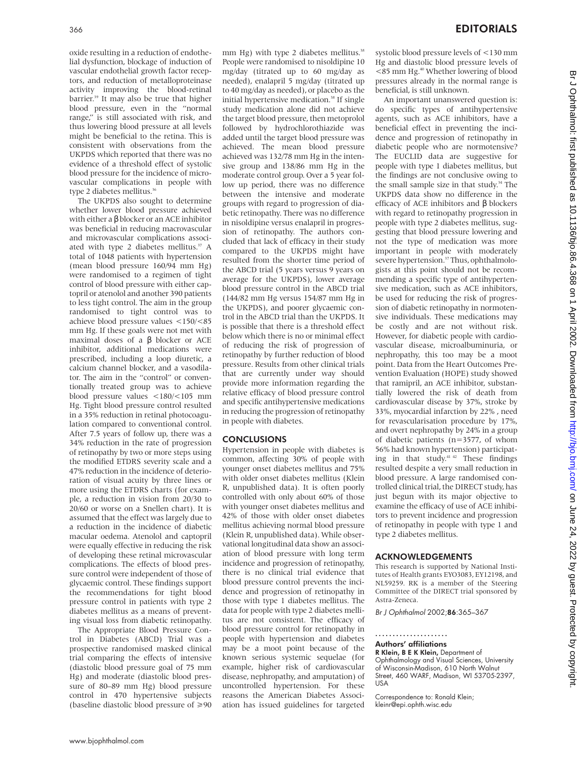oxide resulting in a reduction of endothelial dysfunction, blockage of induction of vascular endothelial growth factor receptors, and reduction of metalloproteinase activity improving the blood-retinal barrier.[39] It may also be true that higher blood pressure, even in the "normal range," is still associated with risk, and thus lowering blood pressure at all levels might be beneficial to the retina. This is consistent with observations from the UKPDS which reported that there was no evidence of a threshold effect of systolic blood pressure for the incidence of microvascular complications in people with type 2 diabetes mellitus.[36]

The UKPDS also sought to determine whether lower blood pressure achieved with either a β blocker or an ACE inhibitor was beneficial in reducing macrovascular and microvascular complications associated with type 2 diabetes mellitus.[37] A total of 1048 patients with hypertension (mean blood pressure 160/94 mm Hg) were randomised to a regimen of tight control of blood pressure with either captopril or atenolol and another 390 patients to less tight control. The aim in the group randomised to tight control was to achieve blood pressure values <150/<85 mm Hg. If these goals were not met with maximal doses of a β blocker or ACE inhibitor, additional medications were prescribed, including a loop diuretic, a calcium channel blocker, and a vasodilator. The aim in the "control" or conventionally treated group was to achieve blood pressure values <180/<105 mm Hg. Tight blood pressure control resulted in a 35% reduction in retinal photocoagulation compared to conventional control. After 7.5 years of follow up, there was a 34% reduction in the rate of progression of retinopathy by two or more steps using the modified ETDRS severity scale and a 47% reduction in the incidence of deterioration of visual acuity by three lines or more using the ETDRS charts (for example, a reduction in vision from 20/30 to 20/60 or worse on a Snellen chart). It is assumed that the effect was largely due to a reduction in the incidence of diabetic macular oedema. Atenolol and captopril were equally effective in reducing the risk of developing these retinal microvascular complications. The effects of blood pressure control were independent of those of glycaemic control. These findings support the recommendations for tight blood pressure control in patients with type 2 diabetes mellitus as a means of preventing visual loss from diabetic retinopathy.

The Appropriate Blood Pressure Control in Diabetes (ABCD) Trial was a prospective randomised masked clinical trial comparing the effects of intensive (diastolic blood pressure goal of 75 mm Hg) and moderate (diastolic blood pressure of 80–89 mm Hg) blood pressure control in 470 hypertensive subjects (baseline diastolic blood pressure of ≥90 mm Hg) with type 2 diabetes mellitus.[38] People were randomised to nisoldipine 10 mg/day (titrated up to 60 mg/day as needed), enalapril 5 mg/day (titrated up to 40 mg/day as needed), or placebo as the initial hypertensive medication.[38] If single study medication alone did not achieve the target blood pressure, then metoprolol followed by hydrochlorothiazide was added until the target blood pressure was achieved. The mean blood pressure achieved was 132/78 mm Hg in the intensive group and 138/86 mm Hg in the moderate control group. Over a 5 year follow up period, there was no difference between the intensive and moderate groups with regard to progression of diabetic retinopathy. There was no difference in nisoldipine versus enalapril in progression of retinopathy. The authors concluded that lack of efficacy in their study compared to the UKPDS might have resulted from the shorter time period of the ABCD trial (5 years versus 9 years on average for the UKPDS), lower average blood pressure control in the ABCD trial (144/82 mm Hg versus 154/87 mm Hg in the UKPDS), and poorer glycaemic control in the ABCD trial than the UKPDS. It is possible that there is a threshold effect below which there is no or minimal effect of reducing the risk of progression of retinopathy by further reduction of blood pressure. Results from other clinical trials that are currently under way should provide more information regarding the relative efficacy of blood pressure control and specific antihypertensive medications in reducing the progression of retinopathy in people with diabetes.

## CONCLUSIONS

Hypertension in people with diabetes is common, affecting 30% of people with younger onset diabetes mellitus and 75% with older onset diabetes mellitus (Klein R, unpublished data). It is often poorly controlled with only about 60% of those with younger onset diabetes mellitus and 42% of those with older onset diabetes mellitus achieving normal blood pressure (Klein R, unpublished data). While observational longitudinal data show an association of blood pressure with long term incidence and progression of retinopathy, there is no clinical trial evidence that blood pressure control prevents the incidence and progression of retinopathy in those with type 1 diabetes mellitus. The data for people with type 2 diabetes mellitus are not consistent. The efficacy of blood pressure control for retinopathy in people with hypertension and diabetes may be a moot point because of the known serious systemic sequelae (for example, higher risk of cardiovascular disease, nephropathy, and amputation) of uncontrolled hypertension. For these reasons the American Diabetes Association has issued guidelines for targeted systolic blood pressure levels of <130 mm Hg and diastolic blood pressure levels of <85 mm Hg.[40] Whether lowering of blood pressures already in the normal range is beneficial, is still unknown.

An important unanswered question is: do specific types of antihypertensive agents, such as ACE inhibitors, have a beneficial effect in preventing the incidence and progression of retinopathy in diabetic people who are normotensive? The EUCLID data are suggestive for people with type 1 diabetes mellitus, but the findings are not conclusive owing to the small sample size in that study.[34] The UKPDS data show no difference in the efficacy of ACE inhibitors and β blockers with regard to retinopathy progression in people with type 2 diabetes mellitus, suggesting that blood pressure lowering and not the type of medication was more important in people with moderately severe hypertension.[37] Thus, ophthalmologists at this point should not be recommending a specific type of antihypertensive medication, such as ACE inhibitors, be used for reducing the risk of progression of diabetic retinopathy in normotensive individuals. These medications may be costly and are not without risk. However, for diabetic people with cardiovascular disease, microalbuminuria, or nephropathy, this too may be a moot point. Data from the Heart Outcomes Prevention Evaluation (HOPE) study showed that ramipril, an ACE inhibitor, substantially lowered the risk of death from cardiovascular disease by 37%, stroke by 33%, myocardial infarction by 22% , need for revascularisation procedure by 17%, and overt nephropathy by 24% in a group of diabetic patients (n=3577, of whom 56% had known hypertension) participating in that study.[41,42] These findings resulted despite a very small reduction in blood pressure. A large randomised controlled clinical trial, the DIRECT study, has just begun with its major objective to examine the efficacy of use of ACE inhibitors to prevent incidence and progression of retinopathy in people with type 1 and type 2 diabetes mellitus.

## ACKNOWLEDGEMENTS

This research is supported by National Institutes of Health grants EYO3083, EY12198, and NL59259. RK is a member of the Steering Committee of the DIRECT trial sponsored by Astra-Zeneca.

*Br J Ophthalmol* 2002;**86**:365–367

### Authors' affiliations

**R Klein, B E K Klein,** Department of Ophthalmology and Visual Sciences, University of Wisconsin-Madison, 610 North Walnut Street, 460 WARF, Madison, WI 53705-2397, USA

Correspondence to: Ronald Klein; kleinr@epi.ophth.wisc.edu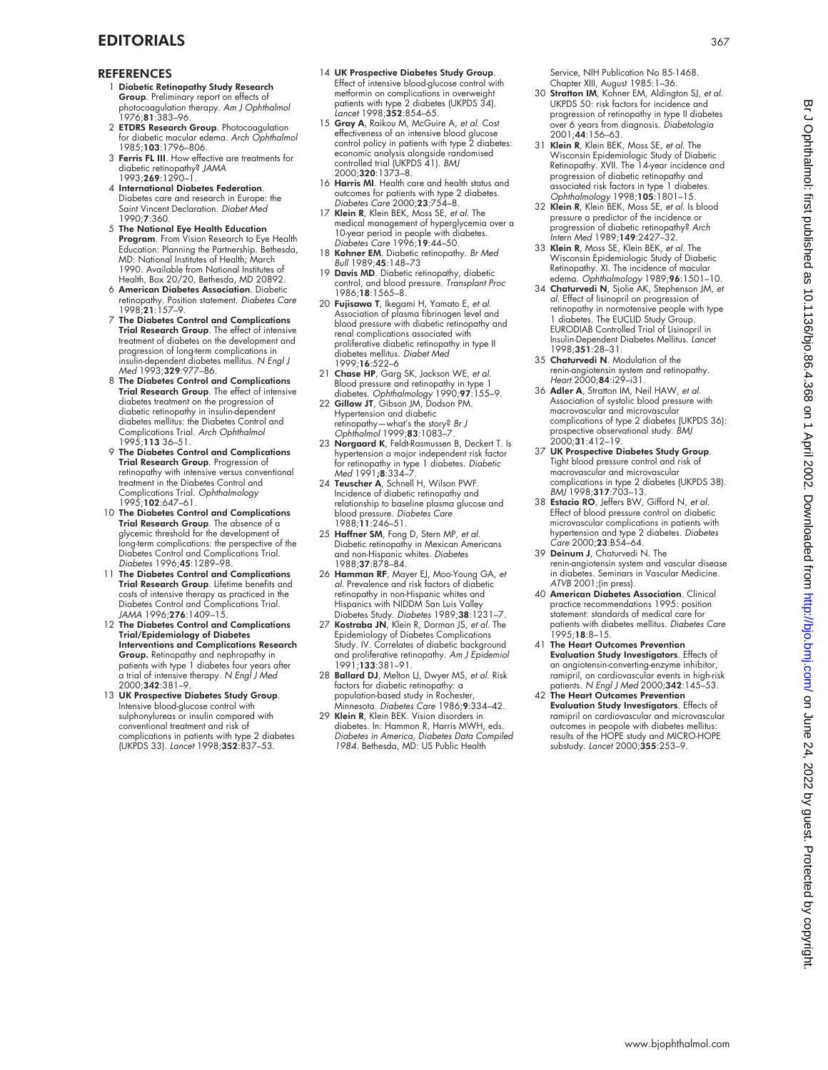## REFERENCES

1. **Diabetic Retinopathy Study Research Group**. Preliminary report on effects of photocoagulation therapy. *Am J Ophthalmol* 1976;**81**:383–96.
2. **ETDRS Research Group**. Photocoagulation for diabetic macular edema. *Arch Ophthalmol* 1985;**103**:1796–806.
3. **Ferris FL III**. How effective are treatments for diabetic retinopathy? *JAMA* 1993;**269**:1290–1.
4. **International Diabetes Federation**. Diabetes care and research in Europe: the Saint Vincent Declaration. *Diabet Med* 1990;**7**:360.
5. **The National Eye Health Education Program**. From Vision Research to Eye Health Education: Planning the Partnership. Bethesda, MD: National Institutes of Health; March 1990. Available from National Institutes of Health, Box 20/20, Bethesda, MD 20892.
6. **American Diabetes Association**. Diabetic retinopathy. Position statement. *Diabetes Care* 1998;**21**:157–9.
7. **The Diabetes Control and Complications Trial Research Group**. The effect of intensive treatment of diabetes on the development and progression of long-term complications in insulin-dependent diabetes mellitus. *N Engl J Med* 1993;**329**:977–86.
8. **The Diabetes Control and Complications Trial Research Group**. The effect of intensive diabetes treatment on the progression of diabetic retinopathy in insulin-dependent diabetes mellitus: the Diabetes Control and Complications Trial. *Arch Ophthalmol* 1995;**113** 36–51.
9. **The Diabetes Control and Complications Trial Research Group**. Progression of retinopathy with intensive versus conventional treatment in the Diabetes Control and Complications Trial. *Ophthalmology* 1995;**102**:647–61.
10. **The Diabetes Control and Complications Trial Research Group**. The absence of a glycemic threshold for the development of long-term complications: the perspective of the Diabetes Control and Complications Trial. *Diabetes* 1996;**45**:1289–98.
11. **The Diabetes Control and Complications Trial Research Group**. Lifetime benefits and costs of intensive therapy as practiced in the Diabetes Control and Complications Trial. *JAMA* 1996;**276**:1409–15.
12. **The Diabetes Control and Complications Trial/Epidemiology of Diabetes Interventions and Complications Research Group.** Retinopathy and nephropathy in patients with type 1 diabetes four years after a trial of intensive therapy. *N Engl J Med* 2000;**342**:381–9.
13. **UK Prospective Diabetes Study Group**. Intensive blood-glucose control with sulphonylureas or insulin compared with conventional treatment and risk of complications in patients with type 2 diabetes (UKPDS 33). *Lancet* 1998;**352**:837–53.
14. **UK Prospective Diabetes Study Group**. Effect of intensive blood-glucose control with metformin on complications in overweight patients with type 2 diabetes (UKPDS 34). *Lancet* 1998;**352**:854–65.
15. **Gray A**, Raikou M, McGuire A, *et al*. Cost effectiveness of an intensive blood glucose control policy in patients with type 2 diabetes: economic analysis alongside randomised controlled trial (UKPDS 41). *BMJ* 2000;**320**:1373–8.
16. **Harris MI**. Health care and health status and outcomes for patients with type 2 diabetes. *Diabetes Care* 2000;**23**:754–8.
17. **Klein R**, Klein BEK, Moss SE, *et al*. The medical management of hyperglycemia over a 10-year period in people with diabetes. *Diabetes Care* 1996;**19**:44–50.
18. **Kohner EM**. Diabetic retinopathy. *Br Med Bull* 1989;**45**:148–73
19. **Davis MD**. Diabetic retinopathy, diabetic control, and blood pressure. *Transplant Proc* 1986;**18**:1565–8.
20. **Fujisawa T**, Ikegami H, Yamato E, *et al*. Association of plasma fibrinogen level and blood pressure with diabetic retinopathy and renal complications associated with proliferative diabetic retinopathy in type II diabetes mellitus. *Diabet Med* 1999;**16**:522–6
21. **Chase HP**, Garg SK, Jackson WE, *et al*. Blood pressure and retinopathy in type 1 diabetes. *Ophthalmology* 1990;**97**:155–9.
22. **Gillow JT**, Gibson JM, Dodson PM. Hypertension and diabetic retinopathy—what's the story? *Br J Ophthalmol* 1999;**83**:1083–7.
23. **Norgaard K**, Feldt-Rasmussen B, Deckert T. Is hypertension a major independent risk factor for retinopathy in type 1 diabetes. *Diabetic Med* 1991;**8**:334–7.
24. **Teuscher A**, Schnell H, Wilson PWF. Incidence of diabetic retinopathy and relationship to baseline plasma glucose and blood pressure. *Diabetes Care* 1988;**11**:246–51.
25. **Haffner SM**, Fong D, Stern MP, *et al*. Diabetic retinopathy in Mexican Americans and non-Hispanic whites. *Diabetes* 1988;**37**:878–84.
26. **Hamman RF**, Mayer EJ, Moo-Young GA, *et al*. Prevalence and risk factors of diabetic retinopathy in non-Hispanic whites and Hispanics with NIDDM San Luis Valley Diabetes Study. *Diabetes* 1989;**38**:1231–7.
27. **Kostraba JN**, Klein R, Dorman JS, *et al*. The Epidemiology of Diabetes Complications Study. IV. Correlates of diabetic background and proliferative retinopathy. *Am J Epidemiol* 1991;**133**:381–91.
28. **Ballard DJ**, Melton LJ, Dwyer MS, *et al*. Risk factors for diabetic retinopathy: a population-based study in Rochester, Minnesota. *Diabetes Care* 1986;**9**:334–42.
29. **Klein R**, Klein BEK. Vision disorders in diabetes. In: Hammon R, Harris MWH, eds. *Diabetes in America, Diabetes Data Compiled 1984*. Bethesda, MD: US Public Health Service, NIH Publication No 85-1468. Chapter XIII, August 1985:1–36.
30. **Stratton IM**, Kohner EM, Aldington SJ, *et al*. UKPDS 50: risk factors for incidence and progression of retinopathy in type II diabetes over 6 years from diagnosis. *Diabetologia* 2001;**44**:156–63.
31. **Klein R**, Klein BEK, Moss SE, *et al*. The Wisconsin Epidemiologic Study of Diabetic Retinopathy. XVII. The 14-year incidence and progression of diabetic retinopathy and associated risk factors in type 1 diabetes. *Ophthalmology* 1998;**105**:1801–15.
32. **Klein R**, Klein BEK, Moss SE, *et al*. Is blood pressure a predictor of the incidence or progression of diabetic retinopathy? *Arch Intern Med* 1989;**149**:2427–32.
33. **Klein R**, Moss SE, Klein BEK, *et al*. The Wisconsin Epidemiologic Study of Diabetic Retinopathy. XI. The incidence of macular edema. *Ophthalmology* 1989;**96**:1501–10.
34. **Chaturvedi N**, Sjolie AK, Stephenson JM, *et al*. Effect of lisinopril on progression of retinopathy in normotensive people with type 1 diabetes. The EUCLID Study Group. EURODIAB Controlled Trial of Lisinopril in Insulin-Dependent Diabetes Mellitus. *Lancet* 1998;**351**:28–31.
35. **Chaturvedi N**. Modulation of the renin-angiotensin system and retinopathy. *Heart* 2000;**84**:i29–i31.
36. **Adler A**, Stratton IM, Neil HAW, *et al*. Association of systolic blood pressure with macrovascular and microvascular complications of type 2 diabetes (UKPDS 36): prospective observational study. *BMJ* 2000;**31**:412–19.
37. **UK Prospective Diabetes Study Group**. Tight blood pressure control and risk of macrovascular and microvascular complications in type 2 diabetes (UKPDS 38). *BMJ* 1998;**317**:703–13.
38. **Estacio RO**, Jeffers BW, Gifford N, *et al*. Effect of blood pressure control on diabetic microvascular complications in patients with hypertension and type 2 diabetes. *Diabetes Care* 2000;**23**:B54–64.
39. **Deinum J**, Chaturvedi N. The renin-angiotensin system and vascular disease in diabetes. Seminars in Vascular Medicine. *ATVB* 2001;(in press).
40. **American Diabetes Association**. Clinical practice recommendations 1995: position statement: standards of medical care for patients with diabetes mellitus. *Diabetes Care* 1995;**18**:8–15.
41. **The Heart Outcomes Prevention Evaluation Study Investigators**. Effects of an angiotensin-converting-enzyme inhibitor, ramipril, on cardiovascular events in high-risk patients. *N Engl J Med* 2000;**342**:145–53.
42. **The Heart Outcomes Prevention Evaluation Study Investigators**. Effects of ramipril on cardiovascular and microvascular outcomes in peopole with diabetes mellitus: results of the HOPE study and MICRO-HOPE substudy. *Lancet* 2000;**355**:253–9.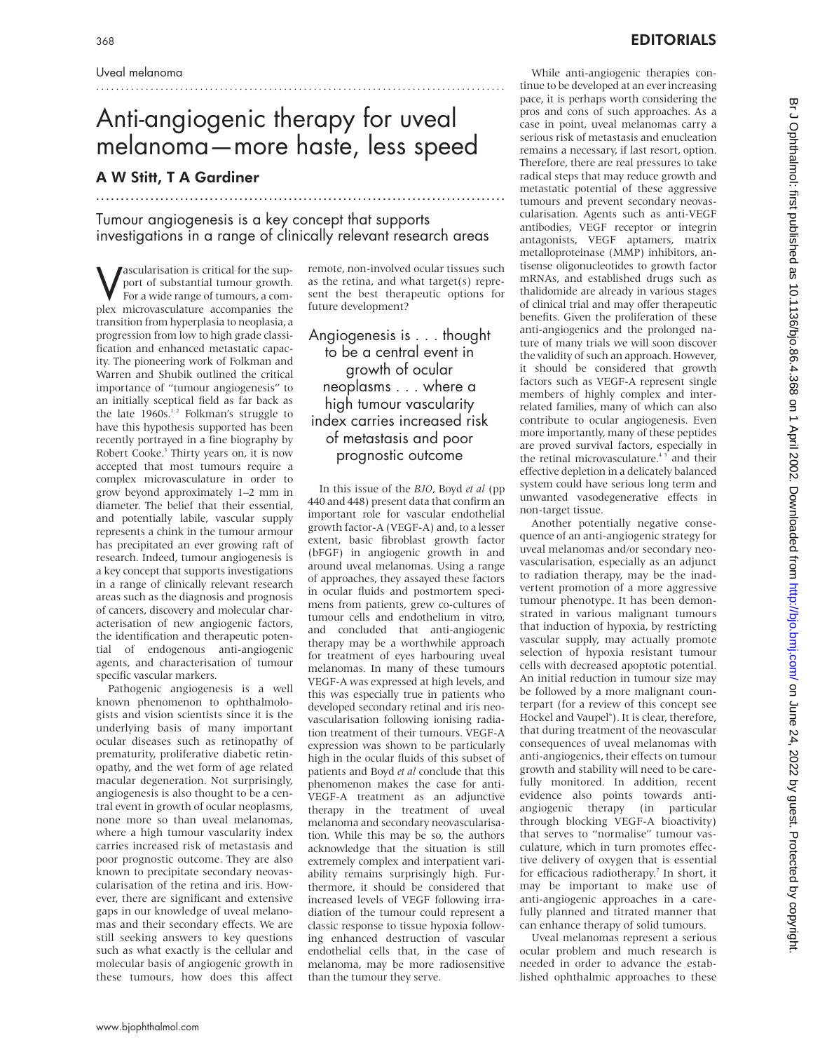Uveal melanoma

# Anti-angiogenic therapy for uveal melanoma—more haste, less speed

## A W Stitt, T A Gardiner

Tumour angiogenesis is a key concept that supports investigations in a range of clinically relevant research areas

Vascularisation is critical for the support of substantial tumour growth. For a wide range of tumours, a complex microvasculature accompanies the transition from hyperplasia to neoplasia, a progression from low to high grade classification and enhanced metastatic capacity. The pioneering work of Folkman and Warren and Shubik outlined the critical importance of "tumour angiogenesis" to an initially sceptical field as far back as the late 1960s.[1 2] Folkman's struggle to have this hypothesis supported has been recently portrayed in a fine biography by Robert Cooke.[3] Thirty years on, it is now accepted that most tumours require a complex microvasculature in order to grow beyond approximately 1–2 mm in diameter. The belief that their essential, and potentially labile, vascular supply represents a chink in the tumour armour has precipitated an ever growing raft of research. Indeed, tumour angiogenesis is a key concept that supports investigations in a range of clinically relevant research areas such as the diagnosis and prognosis of cancers, discovery and molecular characterisation of new angiogenic factors, the identification and therapeutic potential of endogenous anti-angiogenic agents, and characterisation of tumour specific vascular markers.

Pathogenic angiogenesis is a well known phenomenon to ophthalmologists and vision scientists since it is the underlying basis of many important ocular diseases such as retinopathy of prematurity, proliferative diabetic retinopathy, and the wet form of age related macular degeneration. Not surprisingly, angiogenesis is also thought to be a central event in growth of ocular neoplasms, none more so than uveal melanomas, where a high tumour vascularity index carries increased risk of metastasis and poor prognostic outcome. They are also known to precipitate secondary neovascularisation of the retina and iris. However, there are significant and extensive gaps in our knowledge of uveal melanomas and their secondary effects. We are still seeking answers to key questions such as what exactly is the cellular and molecular basis of angiogenic growth in these tumours, how does this affect remote, non-involved ocular tissues such as the retina, and what target(s) represent the best therapeutic options for future development?

> Angiogenesis is . . . thought to be a central event in growth of ocular neoplasms . . . where a high tumour vascularity index carries increased risk of metastasis and poor prognostic outcome

In this issue of the *BJO*, Boyd *et al* (pp 440 and 448) present data that confirm an important role for vascular endothelial growth factor-A (VEGF-A) and, to a lesser extent, basic fibroblast growth factor (bFGF) in angiogenic growth in and around uveal melanomas. Using a range of approaches, they assayed these factors in ocular fluids and postmortem specimens from patients, grew co-cultures of tumour cells and endothelium in vitro, and concluded that anti-angiogenic therapy may be a worthwhile approach for treatment of eyes harbouring uveal melanomas. In many of these tumours VEGF-A was expressed at high levels, and this was especially true in patients who developed secondary retinal and iris neovascularisation following ionising radiation treatment of their tumours. VEGF-A expression was shown to be particularly high in the ocular fluids of this subset of patients and Boyd *et al* conclude that this phenomenon makes the case for anti-VEGF-A treatment as an adjunctive therapy in the treatment of uveal melanoma and secondary neovascularisation. While this may be so, the authors acknowledge that the situation is still extremely complex and interpatient variability remains surprisingly high. Furthermore, it should be considered that increased levels of VEGF following irradiation of the tumour could represent a classic response to tissue hypoxia following enhanced destruction of vascular endothelial cells that, in the case of melanoma, may be more radiosensitive than the tumour they serve.

While anti-angiogenic therapies continue to be developed at an ever increasing pace, it is perhaps worth considering the pros and cons of such approaches. As a case in point, uveal melanomas carry a serious risk of metastasis and enucleation remains a necessary, if last resort, option. Therefore, there are real pressures to take radical steps that may reduce growth and metastatic potential of these aggressive tumours and prevent secondary neovascularisation. Agents such as anti-VEGF antibodies, VEGF receptor or integrin antagonists, VEGF aptamers, matrix metalloproteinase (MMP) inhibitors, antisense oligonucleotides to growth factor mRNAs, and established drugs such as thalidomide are already in various stages of clinical trial and may offer therapeutic benefits. Given the proliferation of these anti-angiogenics and the prolonged nature of many trials we will soon discover the validity of such an approach. However, it should be considered that growth factors such as VEGF-A represent single members of highly complex and interrelated families, many of which can also contribute to ocular angiogenesis. Even more importantly, many of these peptides are proved survival factors, especially in the retinal microvasculature.[4 5] and their effective depletion in a delicately balanced system could have serious long term and unwanted vasodegenerative effects in non-target tissue.

Another potentially negative consequence of an anti-angiogenic strategy for uveal melanomas and/or secondary neovascularisation, especially as an adjunct to radiation therapy, may be the inadvertent promotion of a more aggressive tumour phenotype. It has been demonstrated in various malignant tumours that induction of hypoxia, by restricting vascular supply, may actually promote selection of hypoxia resistant tumour cells with decreased apoptotic potential. An initial reduction in tumour size may be followed by a more malignant counterpart (for a review of this concept see Hockel and Vaupel[6]). It is clear, therefore, that during treatment of the neovascular consequences of uveal melanomas with anti-angiogenics, their effects on tumour growth and stability will need to be carefully monitored. In addition, recent evidence also points towards anti-angiogenic therapy (in particular through blocking VEGF-A bioactivity) that serves to "normalise" tumour vasculature, which in turn promotes effective delivery of oxygen that is essential for efficacious radiotherapy.[7] In short, it may be important to make use of anti-angiogenic approaches in a carefully planned and titrated manner that can enhance therapy of solid tumours.

Uveal melanomas represent a serious ocular problem and much research is needed in order to advance the established ophthalmic approaches to these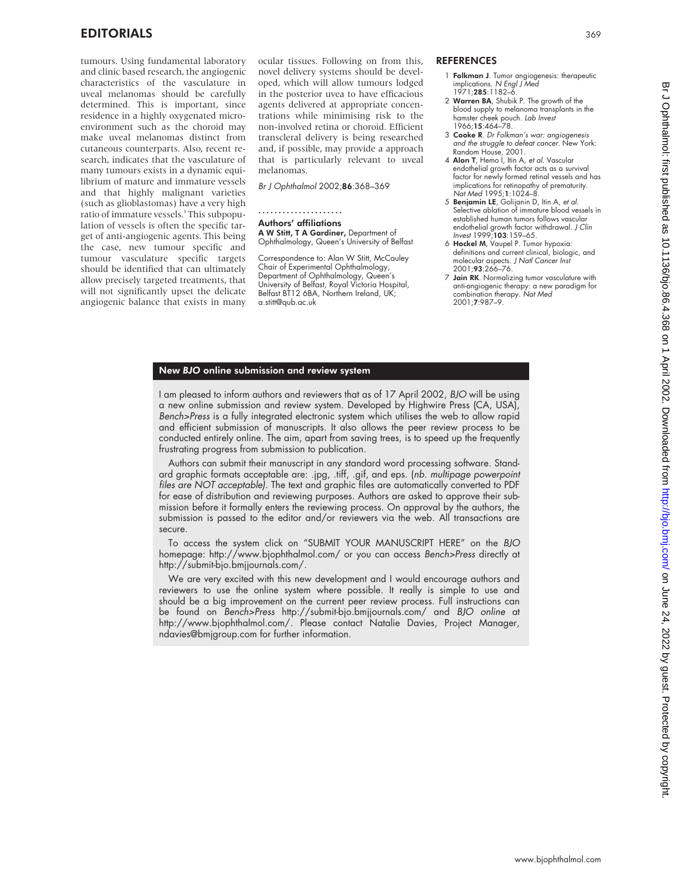tumours. Using fundamental laboratory and clinic based research, the angiogenic characteristics of the vasculature in uveal melanomas should be carefully determined. This is important, since residence in a highly oxygenated microenvironment such as the choroid may make uveal melanomas distinct from cutaneous counterparts. Also, recent research, indicates that the vasculature of many tumours exists in a dynamic equilibrium of mature and immature vessels and that highly malignant varieties (such as glioblastomas) have a very high ratio of immature vessels.[5] This subpopulation of vessels is often the specific target of anti-angiogenic agents. This being the case, new tumour specific and tumour vasculature specific targets should be identified that can ultimately allow precisely targeted treatments, that will not significantly upset the delicate angiogenic balance that exists in many ocular tissues. Following on from this, novel delivery systems should be developed, which will allow tumours lodged in the posterior uvea to have efficacious agents delivered at appropriate concentrations while minimising risk to the non-involved retina or choroid. Efficient transcleral delivery is being researched and, if possible, may provide a approach that is particularly relevant to uveal melanomas.

*Br J Ophthalmol* 2002;**86**:368–369

.....................

### Authors' affiliations

**A W Stitt, T A Gardiner,** Department of Ophthalmology, Queen's University of Belfast

Correspondence to: Alan W Stitt, McCauley Chair of Experimental Ophthalmology, Department of Ophthalmology, Queen's University of Belfast, Royal Victoria Hospital, Belfast BT12 6BA, Northern Ireland, UK; a.stitt@qub.ac.uk

## REFERENCES

1. **Folkman J**. Tumor angiogenesis: therapeutic implications. *N Engl J Med* 1971;**285**:1182–6.
2. **Warren BA**, Shubik P. The growth of the blood supply to melanoma transplants in the hamster cheek pouch. *Lab Invest* 1966;**15**:464–78.
3. **Cooke R**. *Dr Folkman's war: angiogenesis and the struggle to defeat cancer.* New York: Random House, 2001.
4. **Alon T**, Hemo I, Itin A, *et al.* Vascular endothelial growth factor acts as a survival factor for newly formed retinal vessels and has implications for retinopathy of prematurity. *Nat Med* 1995;**1**:1024–8.
5. **Benjamin LE**, Golijanin D, Itin A, *et al.* Selective ablation of immature blood vessels in established human tumors follows vascular endothelial growth factor withdrawal. *J Clin Invest* 1999;**103**:159–65.
6. **Hockel M**, Vaupel P. Tumor hypoxia: definitions and current clinical, biologic, and molecular aspects. *J Natl Cancer Inst* 2001;**93**:266–76.
7. **Jain RK**. Normalizing tumor vasculature with anti-angiogenic therapy: a new paradigm for combination therapy. *Nat Med* 2001;**7**:987–9.

## New *BJO* online submission and review system

I am pleased to inform authors and reviewers that as of 17 April 2002, *BJO* will be using a new online submission and review system. Developed by Highwire Press (CA, USA), *Bench>Press* is a fully integrated electronic system which utilises the web to allow rapid and efficient submission of manuscripts. It also allows the peer review process to be conducted entirely online. The aim, apart from saving trees, is to speed up the frequently frustrating progress from submission to publication.

Authors can submit their manuscript in any standard word processing software. Standard graphic formats acceptable are: .jpg, .tiff, .gif, and eps. (*nb. multipage powerpoint files are NOT acceptable*). The text and graphic files are automatically converted to PDF for ease of distribution and reviewing purposes. Authors are asked to approve their submission before it formally enters the reviewing process. On approval by the authors, the submission is passed to the editor and/or reviewers via the web. All transactions are secure.

To access the system click on "SUBMIT YOUR MANUSCRIPT HERE" on the *BJO* homepage: http://www.bjophthalmol.com/ or you can access *Bench>Press* directly at http://submit-bjo.bmjjournals.com/.

We are very excited with this new development and I would encourage authors and reviewers to use the online system where possible. It really is simple to use and should be a big improvement on the current peer review process. Full instructions can be found on *Bench>Press* http://submit-bjo.bmjjournals.com/ and *BJO online* at http://www.bjophthalmol.com/. Please contact Natalie Davies, Project Manager, ndavies@bmjgroup.com for further information.